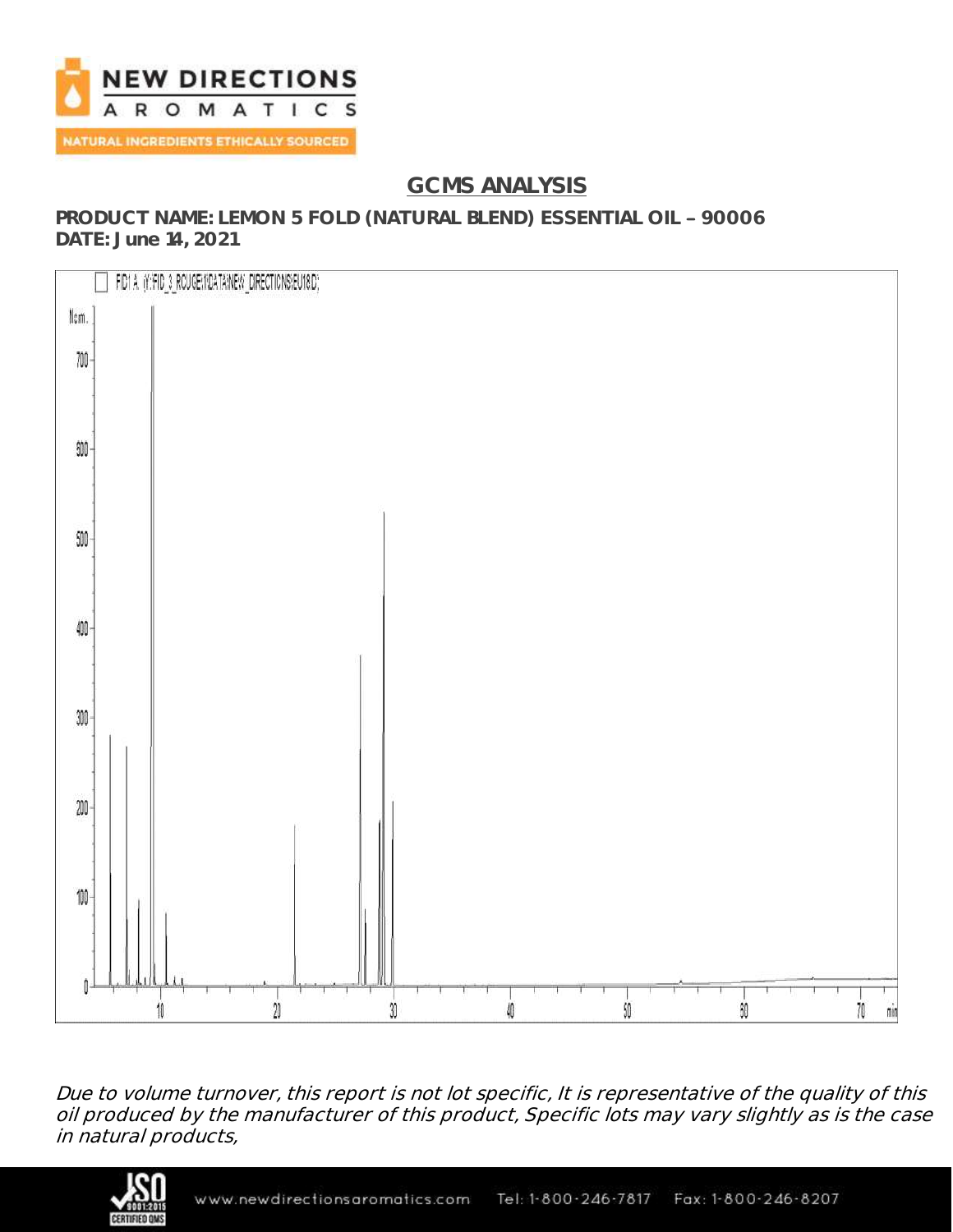NEW DIRECTIONS AROMATICS

NATURAL INGREDIENTS ETHICALLY SOURCED

## GCMS ANALYSIS

**PRODUCT NAME: LEMON 5 FOLD (NATURAL BLEND) ESSENTIAL OIL – 90006**
**DATE: June 14, 2021**

*Due to volume turnover, this report is not lot specific, It is representative of the quality of this oil produced by the manufacturer of this product, Specific lots may vary slightly as is the case in natural products,*

www.newdirectionsaromatics.com Tel: 1-800-246-7817 Fax: 1-800-246-8207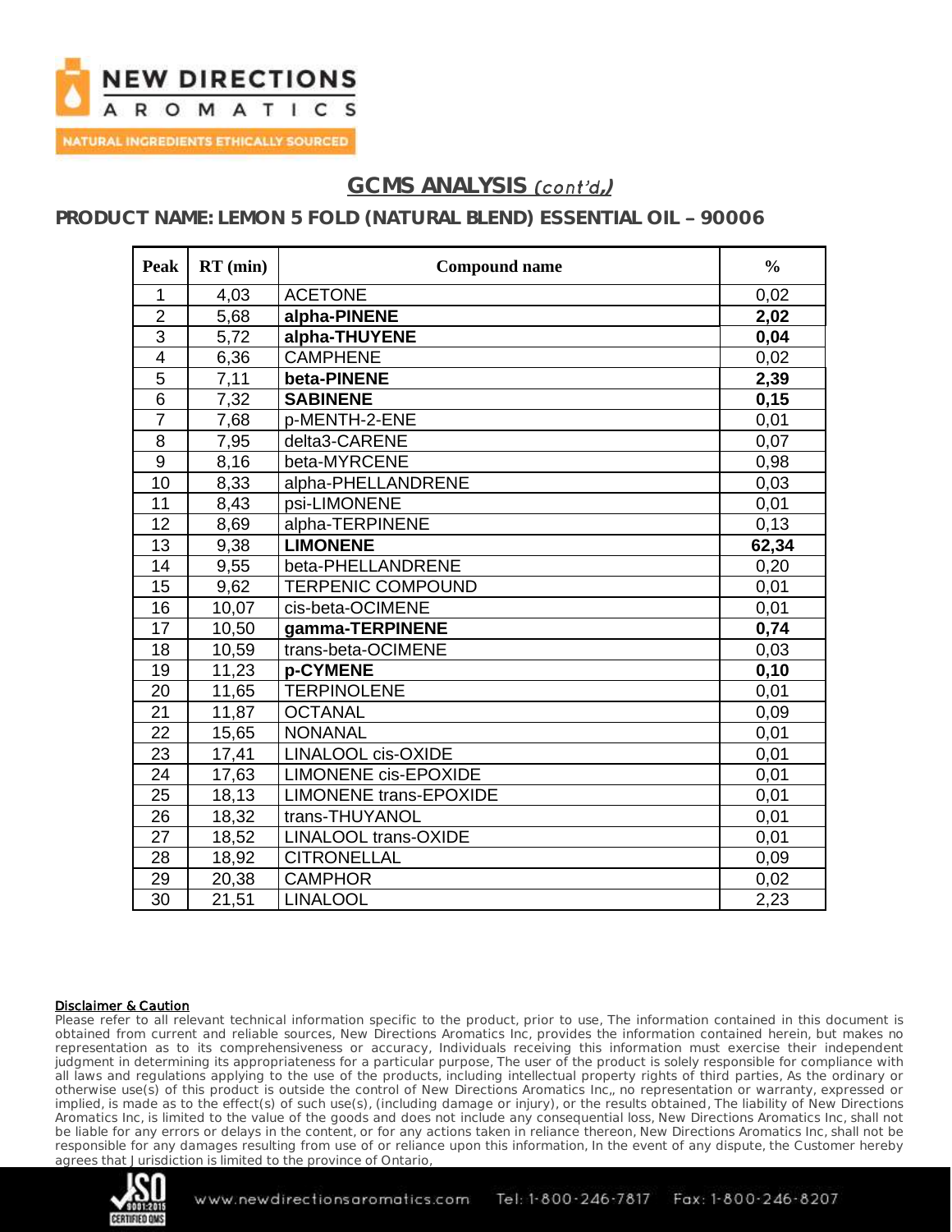## GCMS ANALYSIS *(cont'd,)*

### PRODUCT NAME: LEMON 5 FOLD (NATURAL BLEND) ESSENTIAL OIL – 90006

| Peak | RT (min) | Compound name | % |
|---|---|---|---|
| 1 | 4,03 | ACETONE | 0,02 |
| 2 | 5,68 | **alpha-PINENE** | **2,02** |
| 3 | 5,72 | **alpha-THUYENE** | **0,04** |
| 4 | 6,36 | CAMPHENE | 0,02 |
| 5 | 7,11 | **beta-PINENE** | **2,39** |
| 6 | 7,32 | **SABINENE** | **0,15** |
| 7 | 7,68 | p-MENTH-2-ENE | 0,01 |
| 8 | 7,95 | delta3-CARENE | 0,07 |
| 9 | 8,16 | beta-MYRCENE | 0,98 |
| 10 | 8,33 | alpha-PHELLANDRENE | 0,03 |
| 11 | 8,43 | psi-LIMONENE | 0,01 |
| 12 | 8,69 | alpha-TERPINENE | 0,13 |
| 13 | 9,38 | **LIMONENE** | **62,34** |
| 14 | 9,55 | beta-PHELLANDRENE | 0,20 |
| 15 | 9,62 | TERPENIC COMPOUND | 0,01 |
| 16 | 10,07 | cis-beta-OCIMENE | 0,01 |
| 17 | 10,50 | **gamma-TERPINENE** | **0,74** |
| 18 | 10,59 | trans-beta-OCIMENE | 0,03 |
| 19 | 11,23 | **p-CYMENE** | **0,10** |
| 20 | 11,65 | TERPINOLENE | 0,01 |
| 21 | 11,87 | OCTANAL | 0,09 |
| 22 | 15,65 | NONANAL | 0,01 |
| 23 | 17,41 | LINALOOL cis-OXIDE | 0,01 |
| 24 | 17,63 | LIMONENE cis-EPOXIDE | 0,01 |
| 25 | 18,13 | LIMONENE trans-EPOXIDE | 0,01 |
| 26 | 18,32 | trans-THUYANOL | 0,01 |
| 27 | 18,52 | LINALOOL trans-OXIDE | 0,01 |
| 28 | 18,92 | CITRONELLAL | 0,09 |
| 29 | 20,38 | CAMPHOR | 0,02 |
| 30 | 21,51 | LINALOOL | 2,23 |

**Disclaimer & Caution**

Please refer to all relevant technical information specific to the product, prior to use, The information contained in this document is obtained from current and reliable sources, New Directions Aromatics Inc, provides the information contained herein, but makes no representation as to its comprehensiveness or accuracy, Individuals receiving this information must exercise their independent judgment in determining its appropriateness for a particular purpose, The user of the product is solely responsible for compliance with all laws and regulations applying to the use of the products, including intellectual property rights of third parties, As the ordinary or otherwise use(s) of this product is outside the control of New Directions Aromatics Inc,, no representation or warranty, expressed or implied, is made as to the effect(s) of such use(s), (including damage or injury), or the results obtained, The liability of New Directions Aromatics Inc, is limited to the value of the goods and does not include any consequential loss, New Directions Aromatics Inc, shall not be liable for any errors or delays in the content, or for any actions taken in reliance thereon, New Directions Aromatics Inc, shall not be responsible for any damages resulting from use of or reliance upon this information, In the event of any dispute, the Customer hereby agrees that Jurisdiction is limited to the province of Ontario,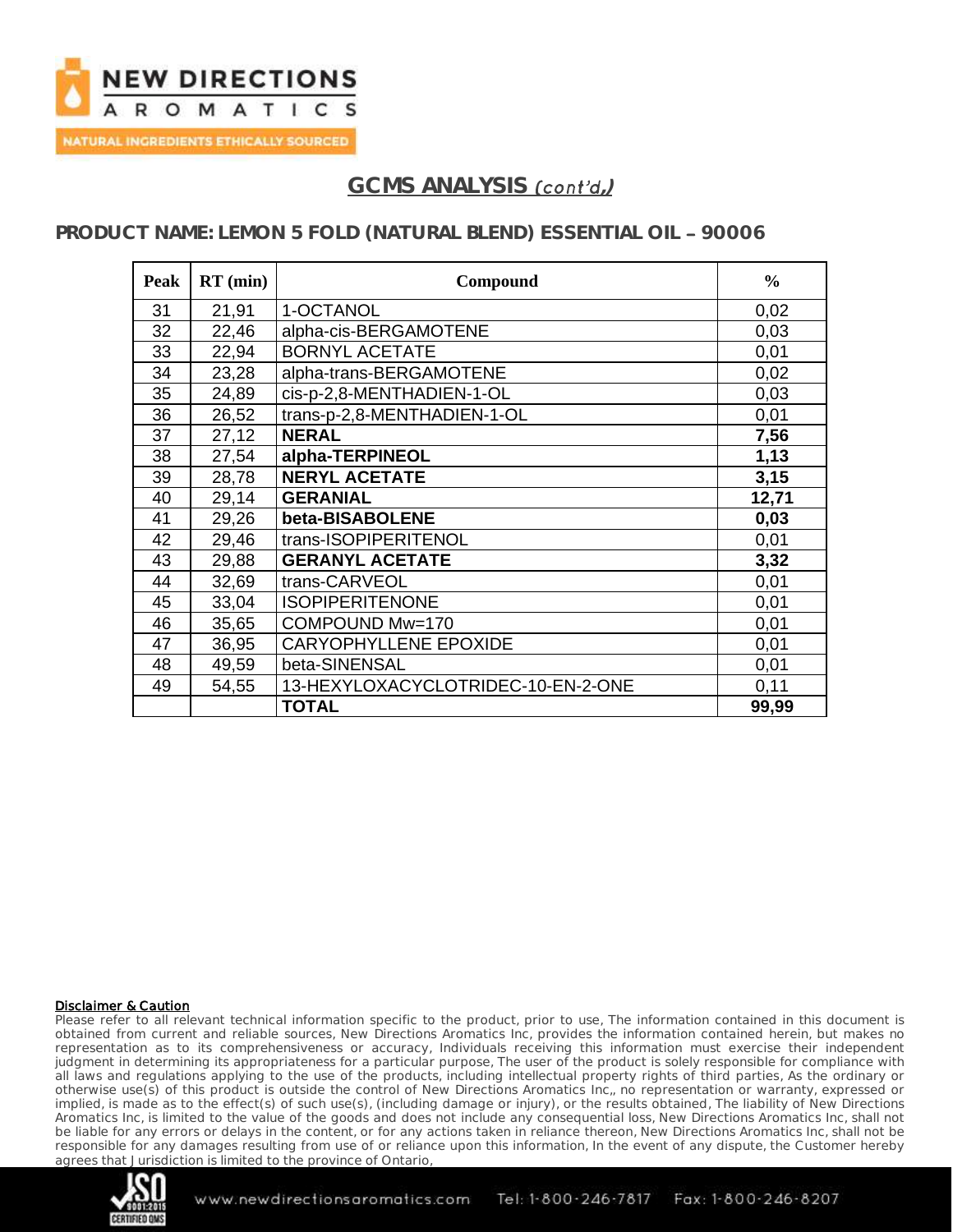## GCMS ANALYSIS *(cont'd,)*

### PRODUCT NAME: LEMON 5 FOLD (NATURAL BLEND) ESSENTIAL OIL – 90006

| Peak | RT (min) | Compound | % |
|---|---|---|---|
| 31 | 21,91 | 1-OCTANOL | 0,02 |
| 32 | 22,46 | alpha-cis-BERGAMOTENE | 0,03 |
| 33 | 22,94 | BORNYL ACETATE | 0,01 |
| 34 | 23,28 | alpha-trans-BERGAMOTENE | 0,02 |
| 35 | 24,89 | cis-p-2,8-MENTHADIEN-1-OL | 0,03 |
| 36 | 26,52 | trans-p-2,8-MENTHADIEN-1-OL | 0,01 |
| 37 | 27,12 | **NERAL** | **7,56** |
| 38 | 27,54 | **alpha-TERPINEOL** | **1,13** |
| 39 | 28,78 | **NERYL ACETATE** | **3,15** |
| 40 | 29,14 | **GERANIAL** | **12,71** |
| 41 | 29,26 | **beta-BISABOLENE** | **0,03** |
| 42 | 29,46 | trans-ISOPIPERITENOL | 0,01 |
| 43 | 29,88 | **GERANYL ACETATE** | **3,32** |
| 44 | 32,69 | trans-CARVEOL | 0,01 |
| 45 | 33,04 | ISOPIPERITENONE | 0,01 |
| 46 | 35,65 | COMPOUND Mw=170 | 0,01 |
| 47 | 36,95 | CARYOPHYLLENE EPOXIDE | 0,01 |
| 48 | 49,59 | beta-SINENSAL | 0,01 |
| 49 | 54,55 | 13-HEXYLOXACYCLOTRIDEC-10-EN-2-ONE | 0,11 |
| | | **TOTAL** | **99,99** |

**Disclaimer & Caution**

Please refer to all relevant technical information specific to the product, prior to use, The information contained in this document is obtained from current and reliable sources, New Directions Aromatics Inc, provides the information contained herein, but makes no representation as to its comprehensiveness or accuracy, Individuals receiving this information must exercise their independent judgment in determining its appropriateness for a particular purpose, The user of the product is solely responsible for compliance with all laws and regulations applying to the use of the products, including intellectual property rights of third parties, As the ordinary or otherwise use(s) of this product is outside the control of New Directions Aromatics Inc,, no representation or warranty, expressed or implied, is made as to the effect(s) of such use(s), (including damage or injury), or the results obtained, The liability of New Directions Aromatics Inc, is limited to the value of the goods and does not include any consequential loss, New Directions Aromatics Inc, shall not be liable for any errors or delays in the content, or for any actions taken in reliance thereon, New Directions Aromatics Inc, shall not be responsible for any damages resulting from use of or reliance upon this information, In the event of any dispute, the Customer hereby agrees that Jurisdiction is limited to the province of Ontario,